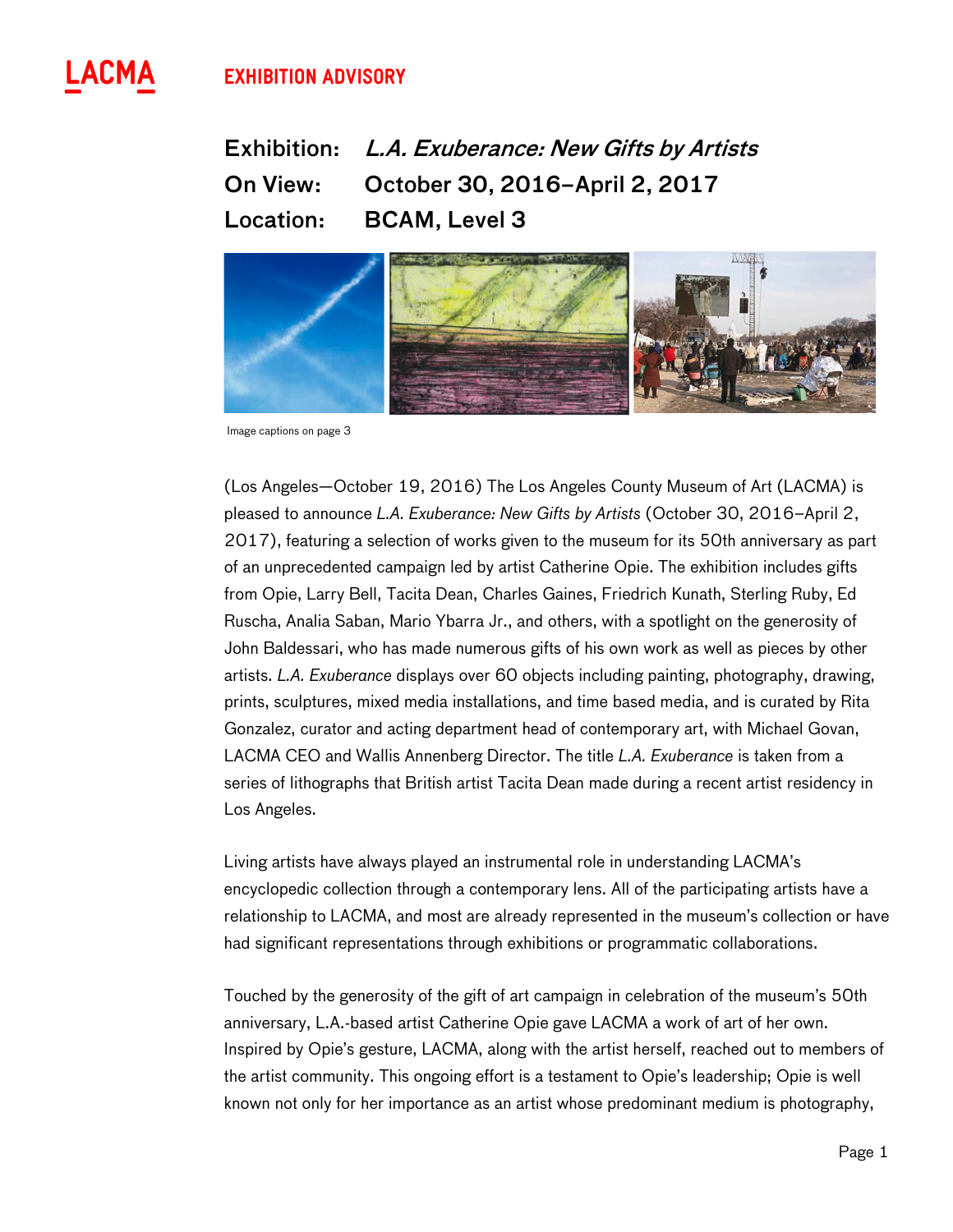LACMA

**EXHIBITION ADVISORY**

**Exhibition:** ***L.A. Exuberance: New Gifts by Artists***
**On View:** **October 30, 2016–April 2, 2017**
**Location:** **BCAM, Level 3**

Image captions on page 3

(Los Angeles—October 19, 2016) The Los Angeles County Museum of Art (LACMA) is pleased to announce *L.A. Exuberance: New Gifts by Artists* (October 30, 2016–April 2, 2017), featuring a selection of works given to the museum for its 50th anniversary as part of an unprecedented campaign led by artist Catherine Opie. The exhibition includes gifts from Opie, Larry Bell, Tacita Dean, Charles Gaines, Friedrich Kunath, Sterling Ruby, Ed Ruscha, Analia Saban, Mario Ybarra Jr., and others, with a spotlight on the generosity of John Baldessari, who has made numerous gifts of his own work as well as pieces by other artists. *L.A. Exuberance* displays over 60 objects including painting, photography, drawing, prints, sculptures, mixed media installations, and time based media, and is curated by Rita Gonzalez, curator and acting department head of contemporary art, with Michael Govan, LACMA CEO and Wallis Annenberg Director. The title *L.A. Exuberance* is taken from a series of lithographs that British artist Tacita Dean made during a recent artist residency in Los Angeles.

Living artists have always played an instrumental role in understanding LACMA's encyclopedic collection through a contemporary lens. All of the participating artists have a relationship to LACMA, and most are already represented in the museum's collection or have had significant representations through exhibitions or programmatic collaborations.

Touched by the generosity of the gift of art campaign in celebration of the museum's 50th anniversary, L.A.-based artist Catherine Opie gave LACMA a work of art of her own. Inspired by Opie's gesture, LACMA, along with the artist herself, reached out to members of the artist community. This ongoing effort is a testament to Opie's leadership; Opie is well known not only for her importance as an artist whose predominant medium is photography,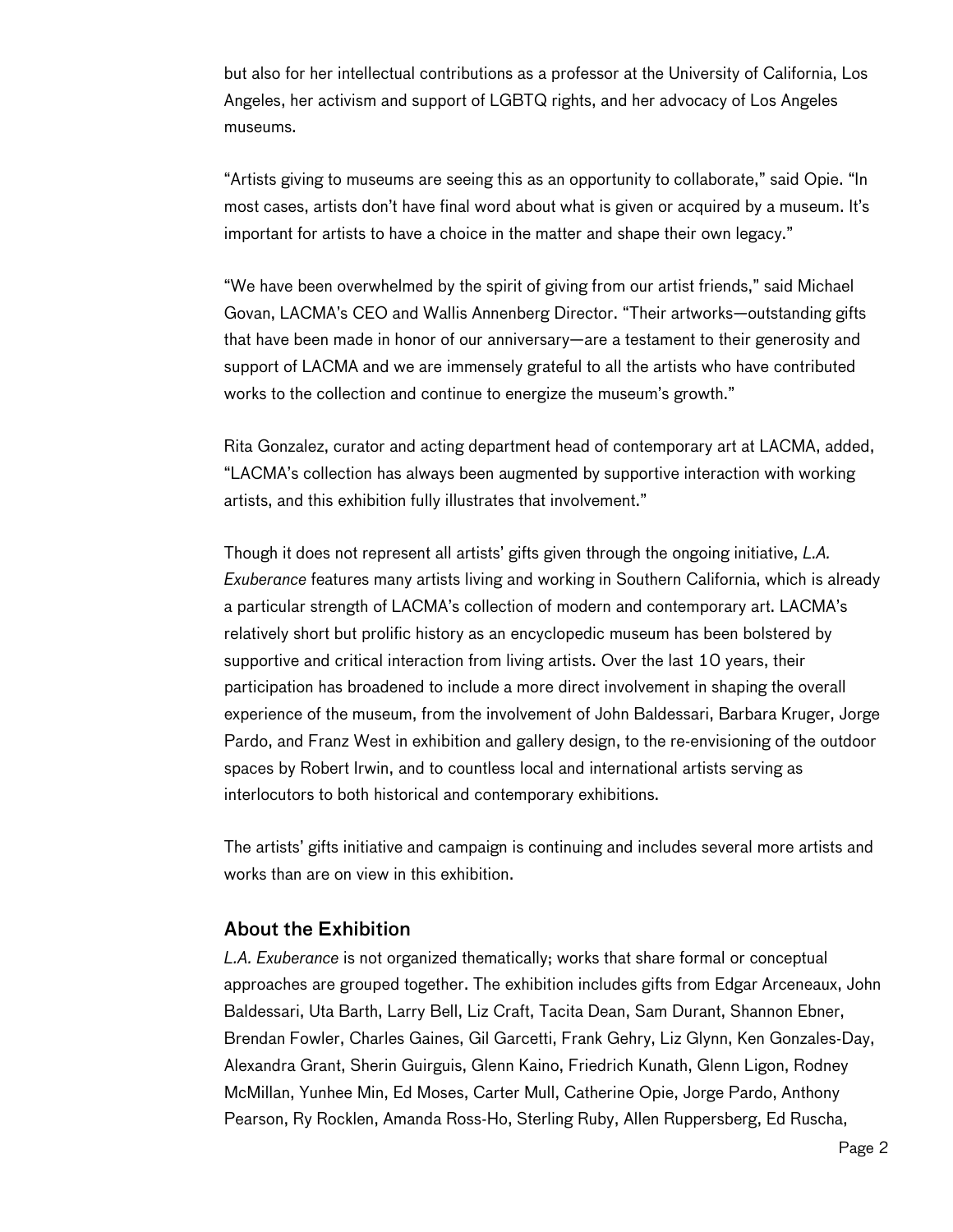but also for her intellectual contributions as a professor at the University of California, Los Angeles, her activism and support of LGBTQ rights, and her advocacy of Los Angeles museums.

"Artists giving to museums are seeing this as an opportunity to collaborate," said Opie. "In most cases, artists don't have final word about what is given or acquired by a museum. It's important for artists to have a choice in the matter and shape their own legacy."

"We have been overwhelmed by the spirit of giving from our artist friends," said Michael Govan, LACMA's CEO and Wallis Annenberg Director. "Their artworks—outstanding gifts that have been made in honor of our anniversary—are a testament to their generosity and support of LACMA and we are immensely grateful to all the artists who have contributed works to the collection and continue to energize the museum's growth."

Rita Gonzalez, curator and acting department head of contemporary art at LACMA, added, "LACMA's collection has always been augmented by supportive interaction with working artists, and this exhibition fully illustrates that involvement."

Though it does not represent all artists' gifts given through the ongoing initiative, *L.A. Exuberance* features many artists living and working in Southern California, which is already a particular strength of LACMA's collection of modern and contemporary art. LACMA's relatively short but prolific history as an encyclopedic museum has been bolstered by supportive and critical interaction from living artists. Over the last 10 years, their participation has broadened to include a more direct involvement in shaping the overall experience of the museum, from the involvement of John Baldessari, Barbara Kruger, Jorge Pardo, and Franz West in exhibition and gallery design, to the re-envisioning of the outdoor spaces by Robert Irwin, and to countless local and international artists serving as interlocutors to both historical and contemporary exhibitions.

The artists' gifts initiative and campaign is continuing and includes several more artists and works than are on view in this exhibition.

## About the Exhibition

*L.A. Exuberance* is not organized thematically; works that share formal or conceptual approaches are grouped together. The exhibition includes gifts from Edgar Arceneaux, John Baldessari, Uta Barth, Larry Bell, Liz Craft, Tacita Dean, Sam Durant, Shannon Ebner, Brendan Fowler, Charles Gaines, Gil Garcetti, Frank Gehry, Liz Glynn, Ken Gonzales-Day, Alexandra Grant, Sherin Guirguis, Glenn Kaino, Friedrich Kunath, Glenn Ligon, Rodney McMillan, Yunhee Min, Ed Moses, Carter Mull, Catherine Opie, Jorge Pardo, Anthony Pearson, Ry Rocklen, Amanda Ross-Ho, Sterling Ruby, Allen Ruppersberg, Ed Ruscha,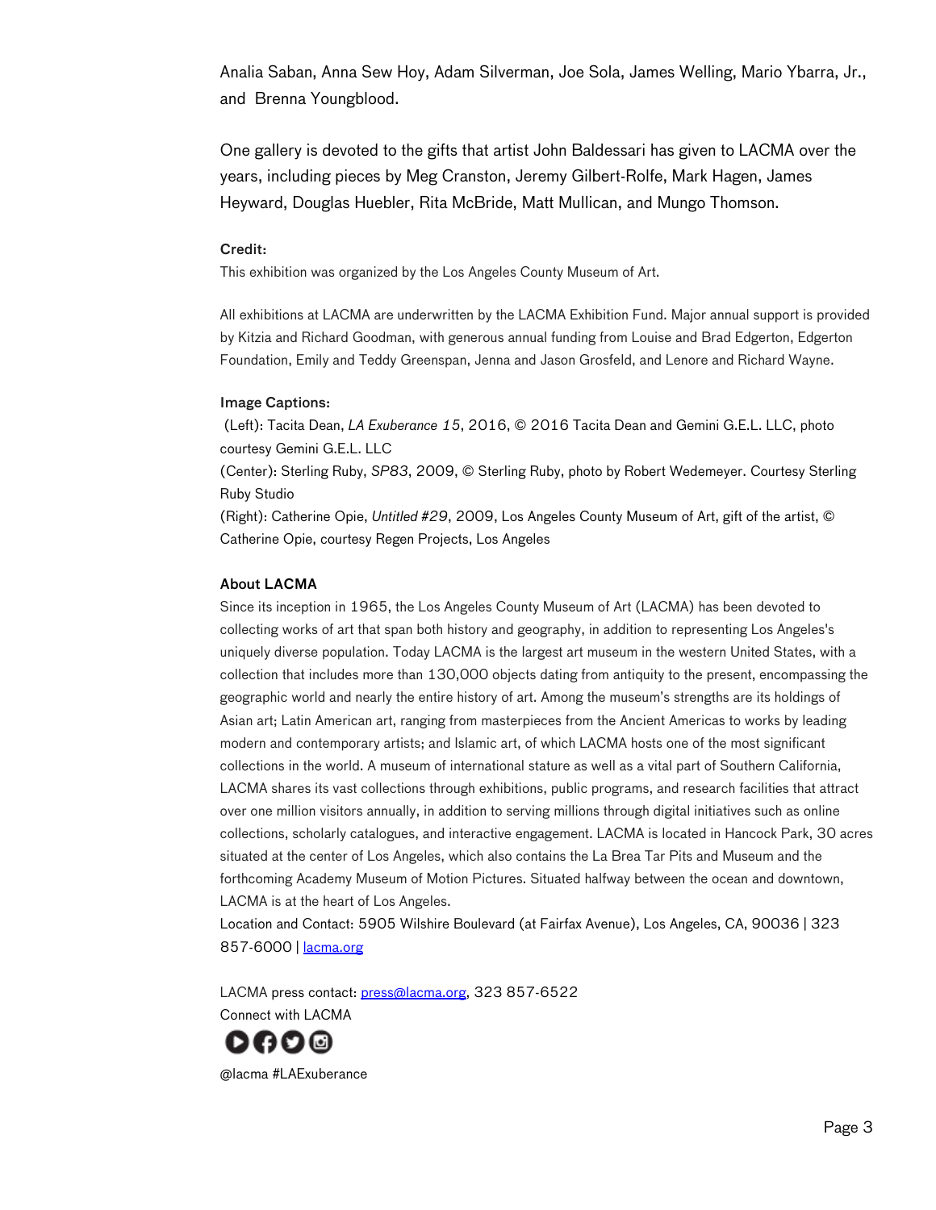Analia Saban, Anna Sew Hoy, Adam Silverman, Joe Sola, James Welling, Mario Ybarra, Jr., and Brenna Youngblood.

One gallery is devoted to the gifts that artist John Baldessari has given to LACMA over the years, including pieces by Meg Cranston, Jeremy Gilbert-Rolfe, Mark Hagen, James Heyward, Douglas Huebler, Rita McBride, Matt Mullican, and Mungo Thomson.

**Credit:**

This exhibition was organized by the Los Angeles County Museum of Art.

All exhibitions at LACMA are underwritten by the LACMA Exhibition Fund. Major annual support is provided by Kitzia and Richard Goodman, with generous annual funding from Louise and Brad Edgerton, Edgerton Foundation, Emily and Teddy Greenspan, Jenna and Jason Grosfeld, and Lenore and Richard Wayne.

**Image Captions:**

(Left): Tacita Dean, *LA Exuberance 15*, 2016, © 2016 Tacita Dean and Gemini G.E.L. LLC, photo courtesy Gemini G.E.L. LLC

(Center): Sterling Ruby, *SP83*, 2009, © Sterling Ruby, photo by Robert Wedemeyer. Courtesy Sterling Ruby Studio

(Right): Catherine Opie, *Untitled #29*, 2009, Los Angeles County Museum of Art, gift of the artist, © Catherine Opie, courtesy Regen Projects, Los Angeles

**About LACMA**

Since its inception in 1965, the Los Angeles County Museum of Art (LACMA) has been devoted to collecting works of art that span both history and geography, in addition to representing Los Angeles's uniquely diverse population. Today LACMA is the largest art museum in the western United States, with a collection that includes more than 130,000 objects dating from antiquity to the present, encompassing the geographic world and nearly the entire history of art. Among the museum's strengths are its holdings of Asian art; Latin American art, ranging from masterpieces from the Ancient Americas to works by leading modern and contemporary artists; and Islamic art, of which LACMA hosts one of the most significant collections in the world. A museum of international stature as well as a vital part of Southern California, LACMA shares its vast collections through exhibitions, public programs, and research facilities that attract over one million visitors annually, in addition to serving millions through digital initiatives such as online collections, scholarly catalogues, and interactive engagement. LACMA is located in Hancock Park, 30 acres situated at the center of Los Angeles, which also contains the La Brea Tar Pits and Museum and the forthcoming Academy Museum of Motion Pictures. Situated halfway between the ocean and downtown, LACMA is at the heart of Los Angeles.

Location and Contact: 5905 Wilshire Boulevard (at Fairfax Avenue), Los Angeles, CA, 90036 | 323 857-6000 | [lacma.org](http://lacma.org)

LACMA press contact: [press@lacma.org](mailto:press@lacma.org), 323 857-6522

Connect with LACMA

@lacma #LAExuberance